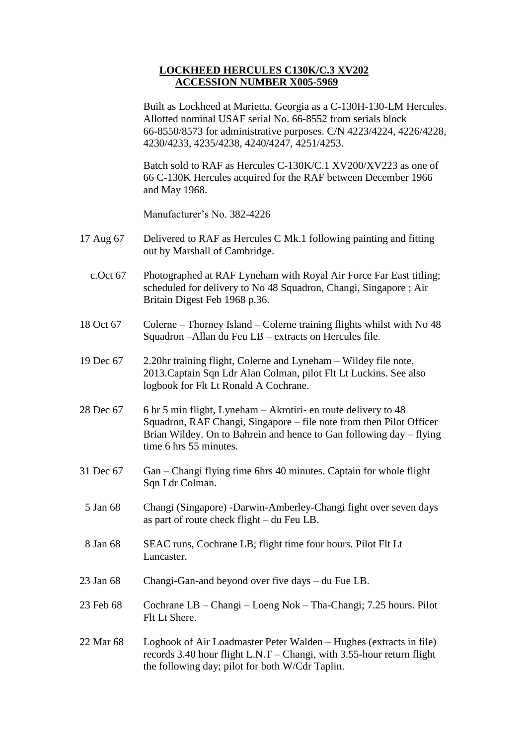**LOCKHEED HERCULES C130K/C.3 XV202**
**ACCESSION NUMBER X005-5969**

Built as Lockheed at Marietta, Georgia as a C-130H-130-LM Hercules. Allotted nominal USAF serial No. 66-8552 from serials block 66-8550/8573 for administrative purposes. C/N 4223/4224, 4226/4228, 4230/4233, 4235/4238, 4240/4247, 4251/4253.

Batch sold to RAF as Hercules C-130K/C.1 XV200/XV223 as one of 66 C-130K Hercules acquired for the RAF between December 1966 and May 1968.

Manufacturer's No. 382-4226

| | |
|---|---|
| 17 Aug 67 | Delivered to RAF as Hercules C Mk.1 following painting and fitting out by Marshall of Cambridge. |
| c.Oct 67 | Photographed at RAF Lyneham with Royal Air Force Far East titling; scheduled for delivery to No 48 Squadron, Changi, Singapore ; Air Britain Digest Feb 1968 p.36. |
| 18 Oct 67 | Colerne – Thorney Island – Colerne training flights whilst with No 48 Squadron –Allan du Feu LB – extracts on Hercules file. |
| 19 Dec 67 | 2.20hr training flight, Colerne and Lyneham – Wildey file note, 2013.Captain Sqn Ldr Alan Colman, pilot Flt Lt Luckins. See also logbook for Flt Lt Ronald A Cochrane. |
| 28 Dec 67 | 6 hr 5 min flight, Lyneham – Akrotiri- en route delivery to 48 Squadron, RAF Changi, Singapore – file note from then Pilot Officer Brian Wildey. On to Bahrein and hence to Gan following day – flying time 6 hrs 55 minutes. |
| 31 Dec 67 | Gan – Changi flying time 6hrs 40 minutes. Captain for whole flight Sqn Ldr Colman. |
| 5 Jan 68 | Changi (Singapore) -Darwin-Amberley-Changi fight over seven days as part of route check flight – du Feu LB. |
| 8 Jan 68 | SEAC runs, Cochrane LB; flight time four hours. Pilot Flt Lt Lancaster. |
| 23 Jan 68 | Changi-Gan-and beyond over five days – du Fue LB. |
| 23 Feb 68 | Cochrane LB – Changi – Loeng Nok – Tha-Changi; 7.25 hours. Pilot Flt Lt Shere. |
| 22 Mar 68 | Logbook of Air Loadmaster Peter Walden – Hughes (extracts in file) records 3.40 hour flight L.N.T – Changi, with 3.55-hour return flight the following day; pilot for both W/Cdr Taplin. |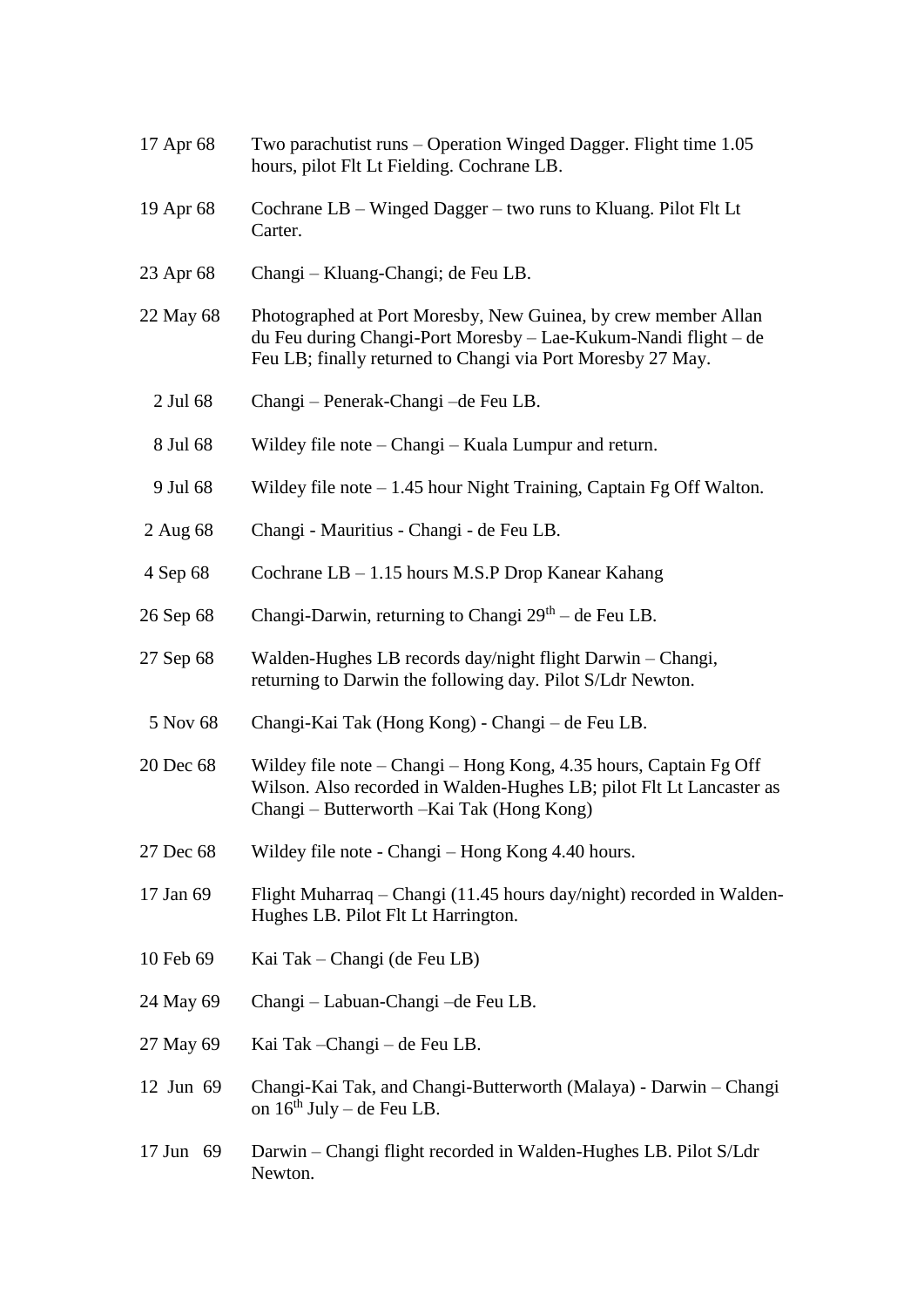| | |
|---|---|
| 17 Apr 68 | Two parachutist runs – Operation Winged Dagger. Flight time 1.05 hours, pilot Flt Lt Fielding. Cochrane LB. |
| 19 Apr 68 | Cochrane LB – Winged Dagger – two runs to Kluang. Pilot Flt Lt Carter. |
| 23 Apr 68 | Changi – Kluang-Changi; de Feu LB. |
| 22 May 68 | Photographed at Port Moresby, New Guinea, by crew member Allan du Feu during Changi-Port Moresby – Lae-Kukum-Nandi flight – de Feu LB; finally returned to Changi via Port Moresby 27 May. |
| 2 Jul 68 | Changi – Penerak-Changi –de Feu LB. |
| 8 Jul 68 | Wildey file note – Changi – Kuala Lumpur and return. |
| 9 Jul 68 | Wildey file note – 1.45 hour Night Training, Captain Fg Off Walton. |
| 2 Aug 68 | Changi - Mauritius - Changi - de Feu LB. |
| 4 Sep 68 | Cochrane LB – 1.15 hours M.S.P Drop Kanear Kahang |
| 26 Sep 68 | Changi-Darwin, returning to Changi 29th – de Feu LB. |
| 27 Sep 68 | Walden-Hughes LB records day/night flight Darwin – Changi, returning to Darwin the following day. Pilot S/Ldr Newton. |
| 5 Nov 68 | Changi-Kai Tak (Hong Kong) - Changi – de Feu LB. |
| 20 Dec 68 | Wildey file note – Changi – Hong Kong, 4.35 hours, Captain Fg Off Wilson. Also recorded in Walden-Hughes LB; pilot Flt Lt Lancaster as Changi – Butterworth –Kai Tak (Hong Kong) |
| 27 Dec 68 | Wildey file note - Changi – Hong Kong 4.40 hours. |
| 17 Jan 69 | Flight Muharraq – Changi (11.45 hours day/night) recorded in Walden-Hughes LB. Pilot Flt Lt Harrington. |
| 10 Feb 69 | Kai Tak – Changi (de Feu LB) |
| 24 May 69 | Changi – Labuan-Changi –de Feu LB. |
| 27 May 69 | Kai Tak –Changi – de Feu LB. |
| 12 Jun 69 | Changi-Kai Tak, and Changi-Butterworth (Malaya) - Darwin – Changi on 16th July – de Feu LB. |
| 17 Jun 69 | Darwin – Changi flight recorded in Walden-Hughes LB. Pilot S/Ldr Newton. |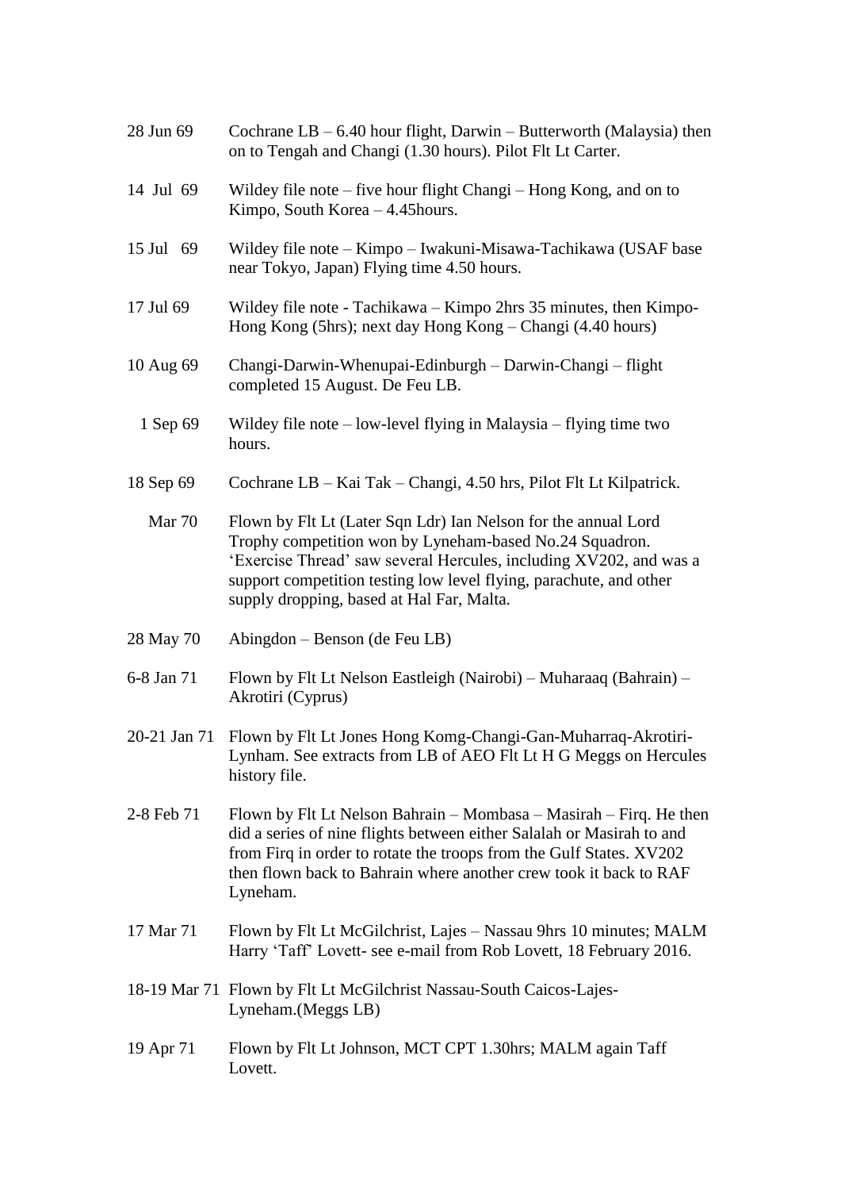| | |
|---|---|
| 28 Jun 69 | Cochrane LB – 6.40 hour flight, Darwin – Butterworth (Malaysia) then on to Tengah and Changi (1.30 hours). Pilot Flt Lt Carter. |
| 14 Jul 69 | Wildey file note – five hour flight Changi – Hong Kong, and on to Kimpo, South Korea – 4.45hours. |
| 15 Jul 69 | Wildey file note – Kimpo – Iwakuni-Misawa-Tachikawa (USAF base near Tokyo, Japan) Flying time 4.50 hours. |
| 17 Jul 69 | Wildey file note - Tachikawa – Kimpo 2hrs 35 minutes, then Kimpo-Hong Kong (5hrs); next day Hong Kong – Changi (4.40 hours) |
| 10 Aug 69 | Changi-Darwin-Whenupai-Edinburgh – Darwin-Changi – flight completed 15 August. De Feu LB. |
| 1 Sep 69 | Wildey file note – low-level flying in Malaysia – flying time two hours. |
| 18 Sep 69 | Cochrane LB – Kai Tak – Changi, 4.50 hrs, Pilot Flt Lt Kilpatrick. |
| Mar 70 | Flown by Flt Lt (Later Sqn Ldr) Ian Nelson for the annual Lord Trophy competition won by Lyneham-based No.24 Squadron. 'Exercise Thread' saw several Hercules, including XV202, and was a support competition testing low level flying, parachute, and other supply dropping, based at Hal Far, Malta. |
| 28 May 70 | Abingdon – Benson (de Feu LB) |
| 6-8 Jan 71 | Flown by Flt Lt Nelson Eastleigh (Nairobi) – Muharaaq (Bahrain) – Akrotiri (Cyprus) |
| 20-21 Jan 71 | Flown by Flt Lt Jones Hong Komg-Changi-Gan-Muharraq-Akrotiri-Lynham. See extracts from LB of AEO Flt Lt H G Meggs on Hercules history file. |
| 2-8 Feb 71 | Flown by Flt Lt Nelson Bahrain – Mombasa – Masirah – Firq. He then did a series of nine flights between either Salalah or Masirah to and from Firq in order to rotate the troops from the Gulf States. XV202 then flown back to Bahrain where another crew took it back to RAF Lyneham. |
| 17 Mar 71 | Flown by Flt Lt McGilchrist, Lajes – Nassau 9hrs 10 minutes; MALM Harry 'Taff' Lovett- see e-mail from Rob Lovett, 18 February 2016. |
| 18-19 Mar 71 | Flown by Flt Lt McGilchrist Nassau-South Caicos-Lajes-Lyneham.(Meggs LB) |
| 19 Apr 71 | Flown by Flt Lt Johnson, MCT CPT 1.30hrs; MALM again Taff Lovett. |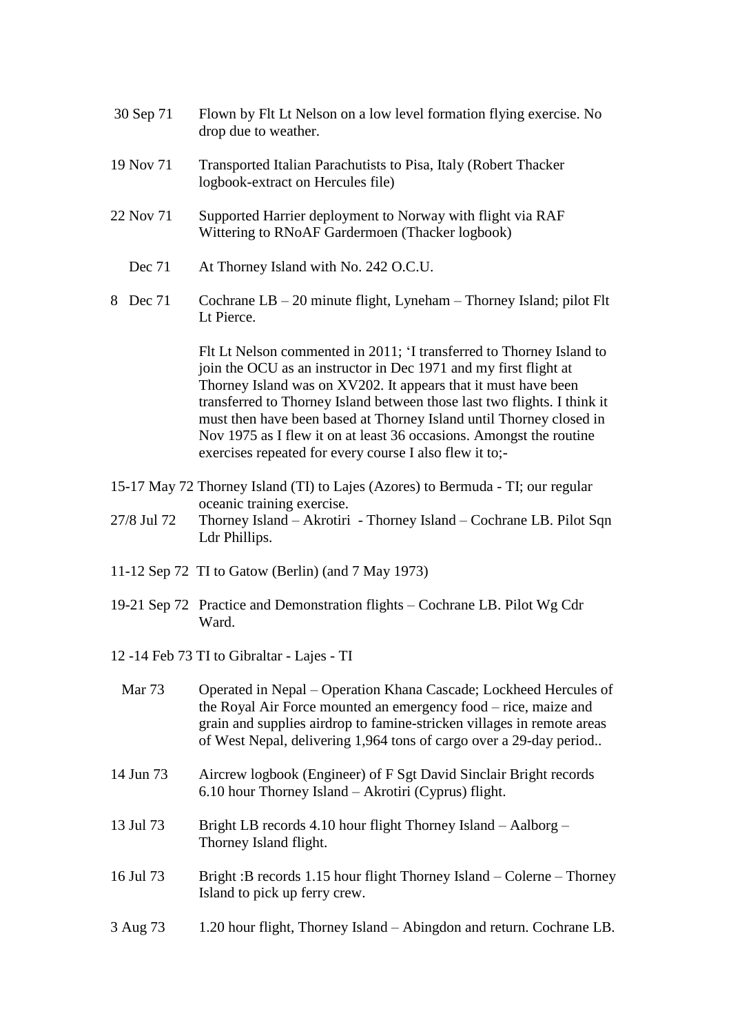30 Sep 71 Flown by Flt Lt Nelson on a low level formation flying exercise. No drop due to weather.

19 Nov 71 Transported Italian Parachutists to Pisa, Italy (Robert Thacker logbook-extract on Hercules file)

22 Nov 71 Supported Harrier deployment to Norway with flight via RAF Wittering to RNoAF Gardermoen (Thacker logbook)

Dec 71 At Thorney Island with No. 242 O.C.U.

8 Dec 71 Cochrane LB – 20 minute flight, Lyneham – Thorney Island; pilot Flt Lt Pierce.

Flt Lt Nelson commented in 2011; 'I transferred to Thorney Island to join the OCU as an instructor in Dec 1971 and my first flight at Thorney Island was on XV202. It appears that it must have been transferred to Thorney Island between those last two flights. I think it must then have been based at Thorney Island until Thorney closed in Nov 1975 as I flew it on at least 36 occasions. Amongst the routine exercises repeated for every course I also flew it to;-

15-17 May 72 Thorney Island (TI) to Lajes (Azores) to Bermuda - TI; our regular oceanic training exercise.

27/8 Jul 72 Thorney Island – Akrotiri - Thorney Island – Cochrane LB. Pilot Sqn Ldr Phillips.

11-12 Sep 72 TI to Gatow (Berlin) (and 7 May 1973)

19-21 Sep 72 Practice and Demonstration flights – Cochrane LB. Pilot Wg Cdr Ward.

12 -14 Feb 73 TI to Gibraltar - Lajes - TI

Mar 73 Operated in Nepal – Operation Khana Cascade; Lockheed Hercules of the Royal Air Force mounted an emergency food – rice, maize and grain and supplies airdrop to famine-stricken villages in remote areas of West Nepal, delivering 1,964 tons of cargo over a 29-day period..

14 Jun 73 Aircrew logbook (Engineer) of F Sgt David Sinclair Bright records 6.10 hour Thorney Island – Akrotiri (Cyprus) flight.

13 Jul 73 Bright LB records 4.10 hour flight Thorney Island – Aalborg – Thorney Island flight.

16 Jul 73 Bright :B records 1.15 hour flight Thorney Island – Colerne – Thorney Island to pick up ferry crew.

3 Aug 73 1.20 hour flight, Thorney Island – Abingdon and return. Cochrane LB.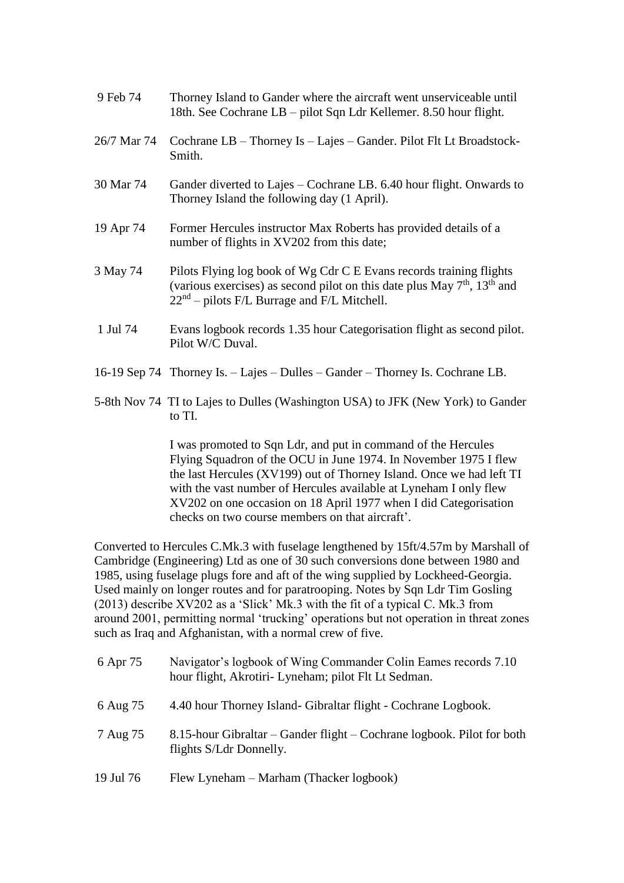| | |
|---|---|
| 9 Feb 74 | Thorney Island to Gander where the aircraft went unserviceable until 18th. See Cochrane LB – pilot Sqn Ldr Kellemer. 8.50 hour flight. |
| 26/7 Mar 74 | Cochrane LB – Thorney Is – Lajes – Gander. Pilot Flt Lt Broadstock-Smith. |
| 30 Mar 74 | Gander diverted to Lajes – Cochrane LB. 6.40 hour flight. Onwards to Thorney Island the following day (1 April). |
| 19 Apr 74 | Former Hercules instructor Max Roberts has provided details of a number of flights in XV202 from this date; |
| 3 May 74 | Pilots Flying log book of Wg Cdr C E Evans records training flights (various exercises) as second pilot on this date plus May 7th, 13th and 22nd – pilots F/L Burrage and F/L Mitchell. |
| 1 Jul 74 | Evans logbook records 1.35 hour Categorisation flight as second pilot. Pilot W/C Duval. |
| 16-19 Sep 74 | Thorney Is. – Lajes – Dulles – Gander – Thorney Is. Cochrane LB. |
| 5-8th Nov 74 | TI to Lajes to Dulles (Washington USA) to JFK (New York) to Gander to TI. |

I was promoted to Sqn Ldr, and put in command of the Hercules Flying Squadron of the OCU in June 1974. In November 1975 I flew the last Hercules (XV199) out of Thorney Island. Once we had left TI with the vast number of Hercules available at Lyneham I only flew XV202 on one occasion on 18 April 1977 when I did Categorisation checks on two course members on that aircraft'.

Converted to Hercules C.Mk.3 with fuselage lengthened by 15ft/4.57m by Marshall of Cambridge (Engineering) Ltd as one of 30 such conversions done between 1980 and 1985, using fuselage plugs fore and aft of the wing supplied by Lockheed-Georgia. Used mainly on longer routes and for paratrooping. Notes by Sqn Ldr Tim Gosling (2013) describe XV202 as a 'Slick' Mk.3 with the fit of a typical C. Mk.3 from around 2001, permitting normal 'trucking' operations but not operation in threat zones such as Iraq and Afghanistan, with a normal crew of five.

| | |
|---|---|
| 6 Apr 75 | Navigator's logbook of Wing Commander Colin Eames records 7.10 hour flight, Akrotiri- Lyneham; pilot Flt Lt Sedman. |
| 6 Aug 75 | 4.40 hour Thorney Island- Gibraltar flight - Cochrane Logbook. |
| 7 Aug 75 | 8.15-hour Gibraltar – Gander flight – Cochrane logbook. Pilot for both flights S/Ldr Donnelly. |
| 19 Jul 76 | Flew Lyneham – Marham (Thacker logbook) |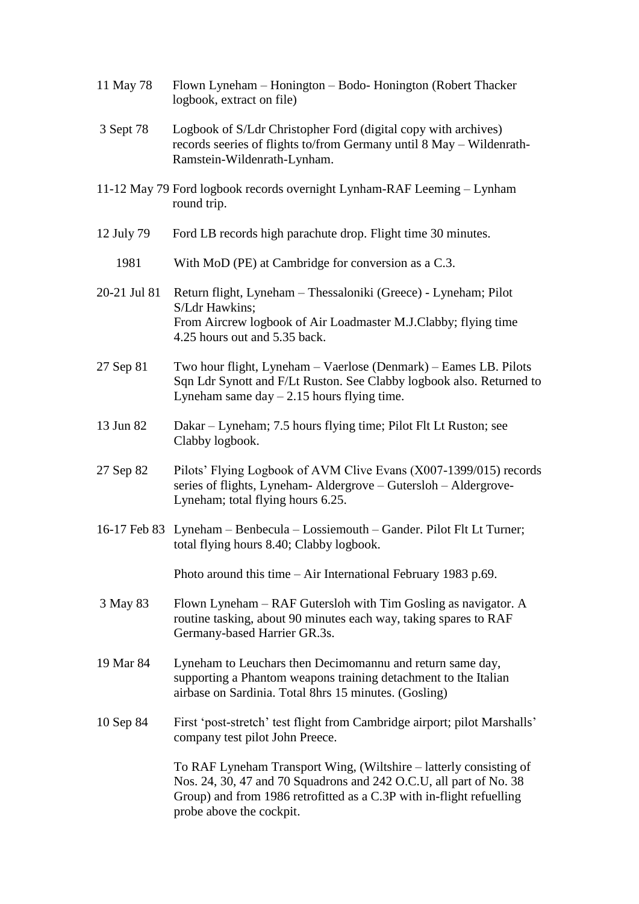11 May 78 Flown Lyneham – Honington – Bodo- Honington (Robert Thacker logbook, extract on file)

3 Sept 78 Logbook of S/Ldr Christopher Ford (digital copy with archives) records seeries of flights to/from Germany until 8 May – Wildenrath-Ramstein-Wildenrath-Lynham.

11-12 May 79 Ford logbook records overnight Lynham-RAF Leeming – Lynham round trip.

12 July 79 Ford LB records high parachute drop. Flight time 30 minutes.

1981 With MoD (PE) at Cambridge for conversion as a C.3.

20-21 Jul 81 Return flight, Lyneham – Thessaloniki (Greece) - Lyneham; Pilot S/Ldr Hawkins;
From Aircrew logbook of Air Loadmaster M.J.Clabby; flying time 4.25 hours out and 5.35 back.

27 Sep 81 Two hour flight, Lyneham – Vaerlose (Denmark) – Eames LB. Pilots Sqn Ldr Synott and F/Lt Ruston. See Clabby logbook also. Returned to Lyneham same day – 2.15 hours flying time.

13 Jun 82 Dakar – Lyneham; 7.5 hours flying time; Pilot Flt Lt Ruston; see Clabby logbook.

27 Sep 82 Pilots' Flying Logbook of AVM Clive Evans (X007-1399/015) records series of flights, Lyneham- Aldergrove – Gutersloh – Aldergrove-Lyneham; total flying hours 6.25.

16-17 Feb 83 Lyneham – Benbecula – Lossiemouth – Gander. Pilot Flt Lt Turner; total flying hours 8.40; Clabby logbook.

Photo around this time – Air International February 1983 p.69.

3 May 83 Flown Lyneham – RAF Gutersloh with Tim Gosling as navigator. A routine tasking, about 90 minutes each way, taking spares to RAF Germany-based Harrier GR.3s.

19 Mar 84 Lyneham to Leuchars then Decimomannu and return same day, supporting a Phantom weapons training detachment to the Italian airbase on Sardinia. Total 8hrs 15 minutes. (Gosling)

10 Sep 84 First 'post-stretch' test flight from Cambridge airport; pilot Marshalls' company test pilot John Preece.

To RAF Lyneham Transport Wing, (Wiltshire – latterly consisting of Nos. 24, 30, 47 and 70 Squadrons and 242 O.C.U, all part of No. 38 Group) and from 1986 retrofitted as a C.3P with in-flight refuelling probe above the cockpit.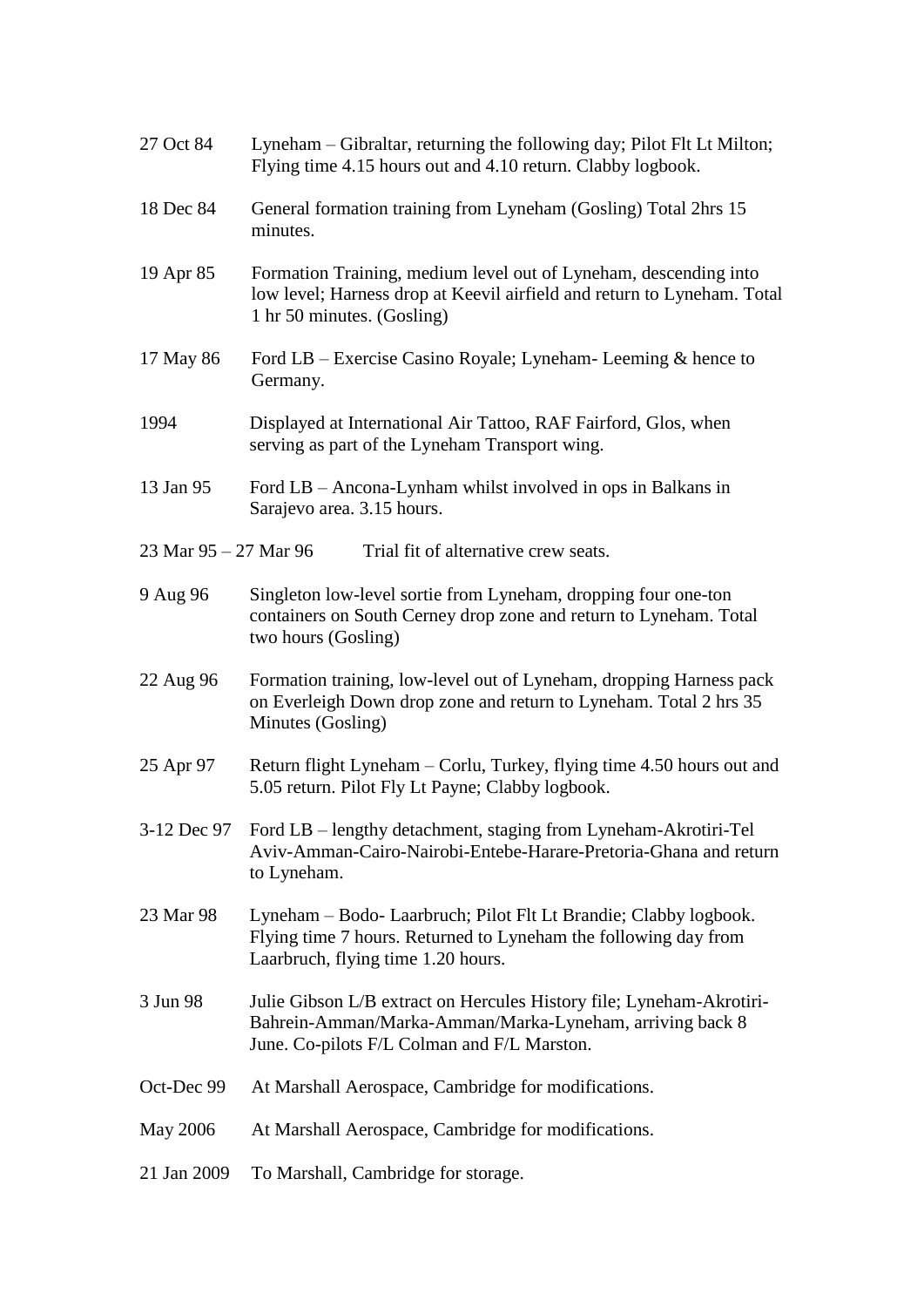27 Oct 84 Lyneham – Gibraltar, returning the following day; Pilot Flt Lt Milton; Flying time 4.15 hours out and 4.10 return. Clabby logbook.

18 Dec 84 General formation training from Lyneham (Gosling) Total 2hrs 15 minutes.

19 Apr 85 Formation Training, medium level out of Lyneham, descending into low level; Harness drop at Keevil airfield and return to Lyneham. Total 1 hr 50 minutes. (Gosling)

17 May 86 Ford LB – Exercise Casino Royale; Lyneham- Leeming & hence to Germany.

1994 Displayed at International Air Tattoo, RAF Fairford, Glos, when serving as part of the Lyneham Transport wing.

13 Jan 95 Ford LB – Ancona-Lynham whilst involved in ops in Balkans in Sarajevo area. 3.15 hours.

23 Mar 95 – 27 Mar 96 Trial fit of alternative crew seats.

9 Aug 96 Singleton low-level sortie from Lyneham, dropping four one-ton containers on South Cerney drop zone and return to Lyneham. Total two hours (Gosling)

22 Aug 96 Formation training, low-level out of Lyneham, dropping Harness pack on Everleigh Down drop zone and return to Lyneham. Total 2 hrs 35 Minutes (Gosling)

25 Apr 97 Return flight Lyneham – Corlu, Turkey, flying time 4.50 hours out and 5.05 return. Pilot Fly Lt Payne; Clabby logbook.

3-12 Dec 97 Ford LB – lengthy detachment, staging from Lyneham-Akrotiri-Tel Aviv-Amman-Cairo-Nairobi-Entebe-Harare-Pretoria-Ghana and return to Lyneham.

23 Mar 98 Lyneham – Bodo- Laarbruch; Pilot Flt Lt Brandie; Clabby logbook. Flying time 7 hours. Returned to Lyneham the following day from Laarbruch, flying time 1.20 hours.

3 Jun 98 Julie Gibson L/B extract on Hercules History file; Lyneham-Akrotiri-Bahrein-Amman/Marka-Amman/Marka-Lyneham, arriving back 8 June. Co-pilots F/L Colman and F/L Marston.

Oct-Dec 99 At Marshall Aerospace, Cambridge for modifications.

May 2006 At Marshall Aerospace, Cambridge for modifications.

21 Jan 2009 To Marshall, Cambridge for storage.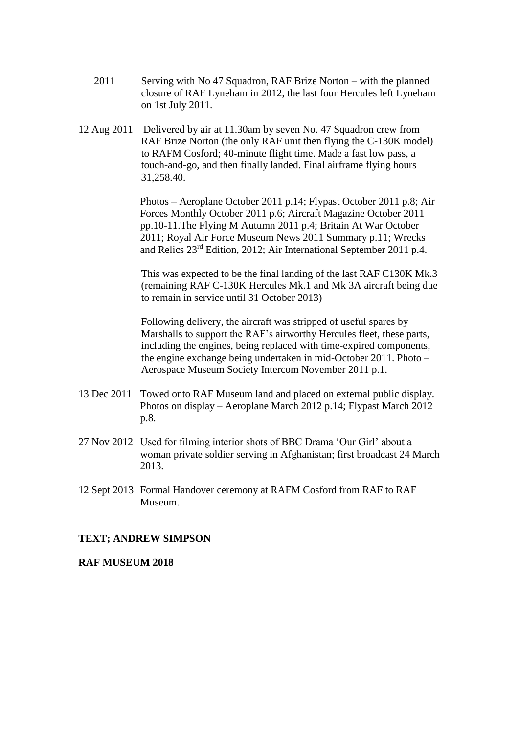2011 Serving with No 47 Squadron, RAF Brize Norton – with the planned closure of RAF Lyneham in 2012, the last four Hercules left Lyneham on 1st July 2011.

12 Aug 2011 Delivered by air at 11.30am by seven No. 47 Squadron crew from RAF Brize Norton (the only RAF unit then flying the C-130K model) to RAFM Cosford; 40-minute flight time. Made a fast low pass, a touch-and-go, and then finally landed. Final airframe flying hours 31,258.40.

Photos – Aeroplane October 2011 p.14; Flypast October 2011 p.8; Air Forces Monthly October 2011 p.6; Aircraft Magazine October 2011 pp.10-11.The Flying M Autumn 2011 p.4; Britain At War October 2011; Royal Air Force Museum News 2011 Summary p.11; Wrecks and Relics 23rd Edition, 2012; Air International September 2011 p.4.

This was expected to be the final landing of the last RAF C130K Mk.3 (remaining RAF C-130K Hercules Mk.1 and Mk 3A aircraft being due to remain in service until 31 October 2013)

Following delivery, the aircraft was stripped of useful spares by Marshalls to support the RAF's airworthy Hercules fleet, these parts, including the engines, being replaced with time-expired components, the engine exchange being undertaken in mid-October 2011. Photo – Aerospace Museum Society Intercom November 2011 p.1.

13 Dec 2011 Towed onto RAF Museum land and placed on external public display. Photos on display – Aeroplane March 2012 p.14; Flypast March 2012 p.8.

27 Nov 2012 Used for filming interior shots of BBC Drama 'Our Girl' about a woman private soldier serving in Afghanistan; first broadcast 24 March 2013.

12 Sept 2013 Formal Handover ceremony at RAFM Cosford from RAF to RAF Museum.

**TEXT; ANDREW SIMPSON**

**RAF MUSEUM 2018**